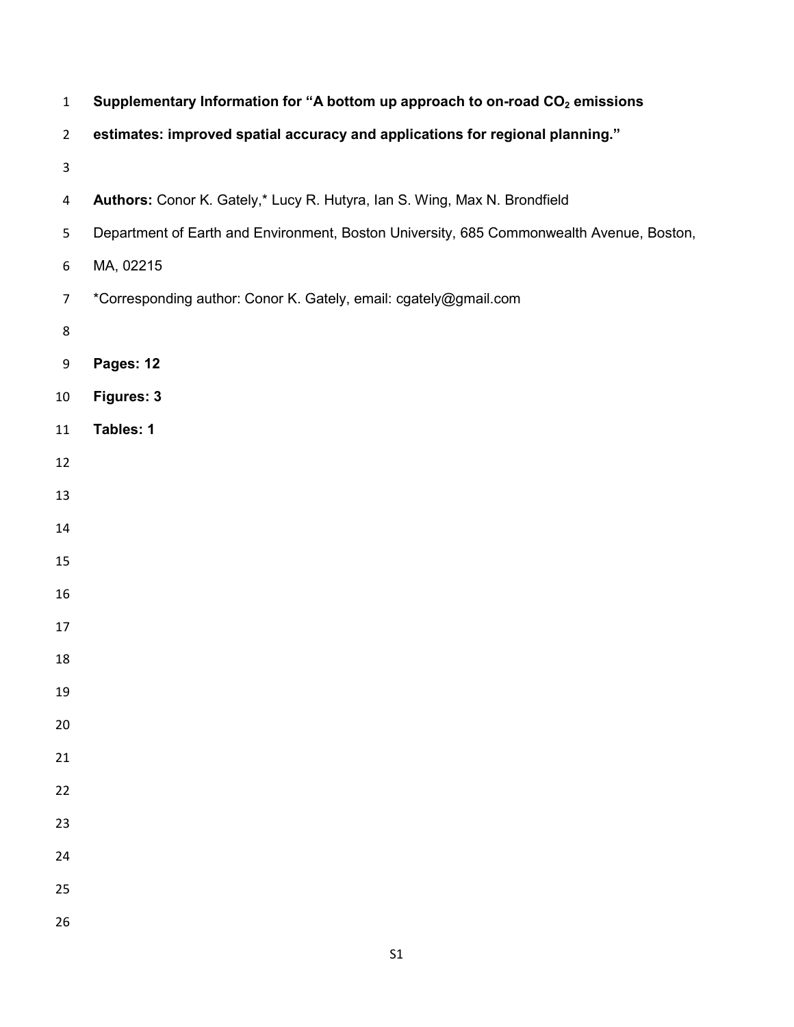**Supplementary Information for "A bottom up approach to on-road $CO_2$ emissions estimates: improved spatial accuracy and applications for regional planning."**

**Authors:** Conor K. Gately,* Lucy R. Hutyra, Ian S. Wing, Max N. Brondfield

Department of Earth and Environment, Boston University, 685 Commonwealth Avenue, Boston, MA, 02215

*Corresponding author: Conor K. Gately, email: cgately@gmail.com

**Pages: 12**

**Figures: 3**

**Tables: 1**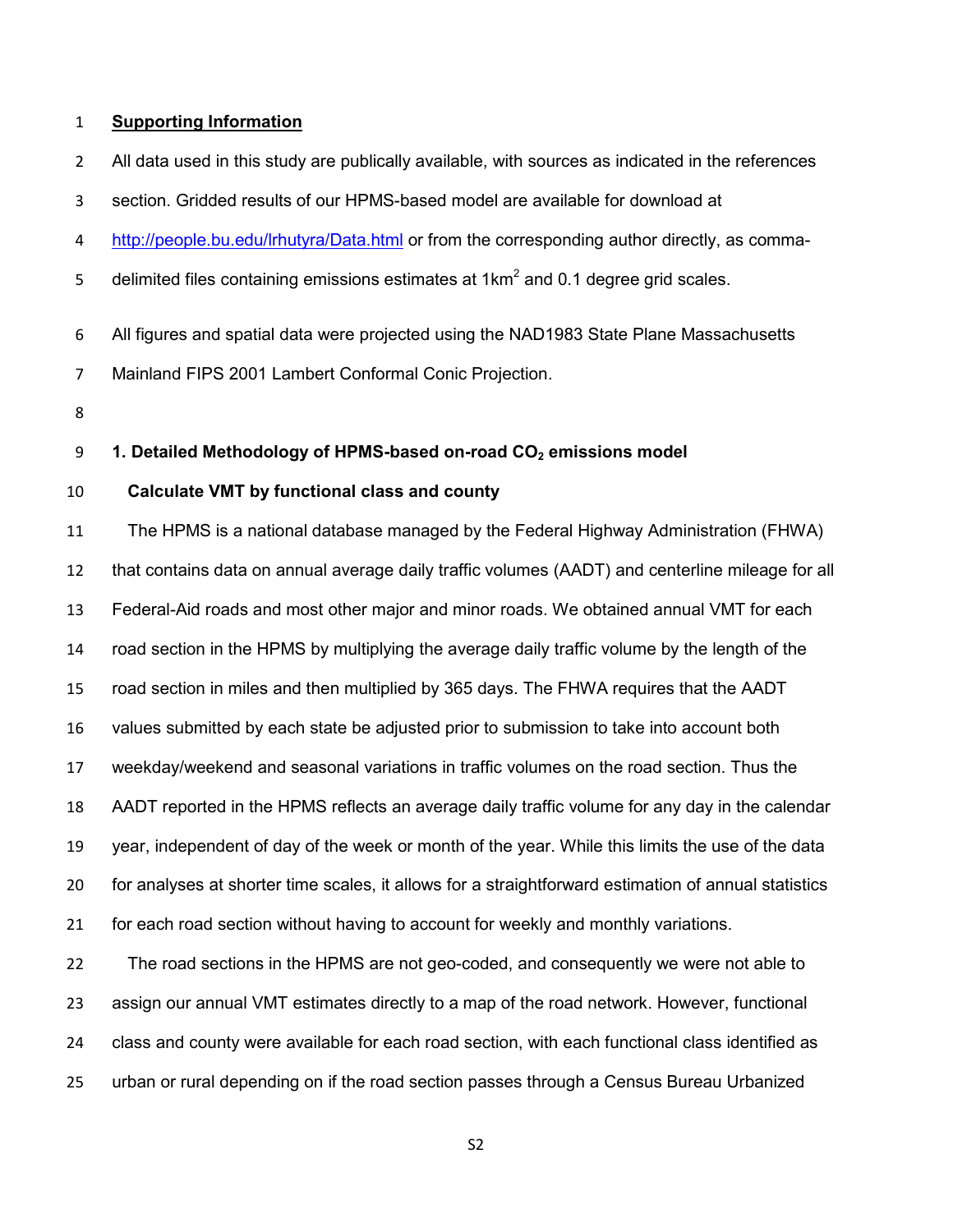## Supporting Information

All data used in this study are publically available, with sources as indicated in the references section. Gridded results of our HPMS-based model are available for download at http://people.bu.edu/lrhutyra/Data.html or from the corresponding author directly, as comma-delimited files containing emissions estimates at $1km^2$ and 0.1 degree grid scales.

All figures and spatial data were projected using the NAD1983 State Plane Massachusetts Mainland FIPS 2001 Lambert Conformal Conic Projection.

### 1. Detailed Methodology of HPMS-based on-road $CO_2$ emissions model

#### Calculate VMT by functional class and county

The HPMS is a national database managed by the Federal Highway Administration (FHWA) that contains data on annual average daily traffic volumes (AADT) and centerline mileage for all Federal-Aid roads and most other major and minor roads. We obtained annual VMT for each road section in the HPMS by multiplying the average daily traffic volume by the length of the road section in miles and then multiplied by 365 days. The FHWA requires that the AADT values submitted by each state be adjusted prior to submission to take into account both weekday/weekend and seasonal variations in traffic volumes on the road section. Thus the AADT reported in the HPMS reflects an average daily traffic volume for any day in the calendar year, independent of day of the week or month of the year. While this limits the use of the data for analyses at shorter time scales, it allows for a straightforward estimation of annual statistics for each road section without having to account for weekly and monthly variations.

The road sections in the HPMS are not geo-coded, and consequently we were not able to assign our annual VMT estimates directly to a map of the road network. However, functional class and county were available for each road section, with each functional class identified as urban or rural depending on if the road section passes through a Census Bureau Urbanized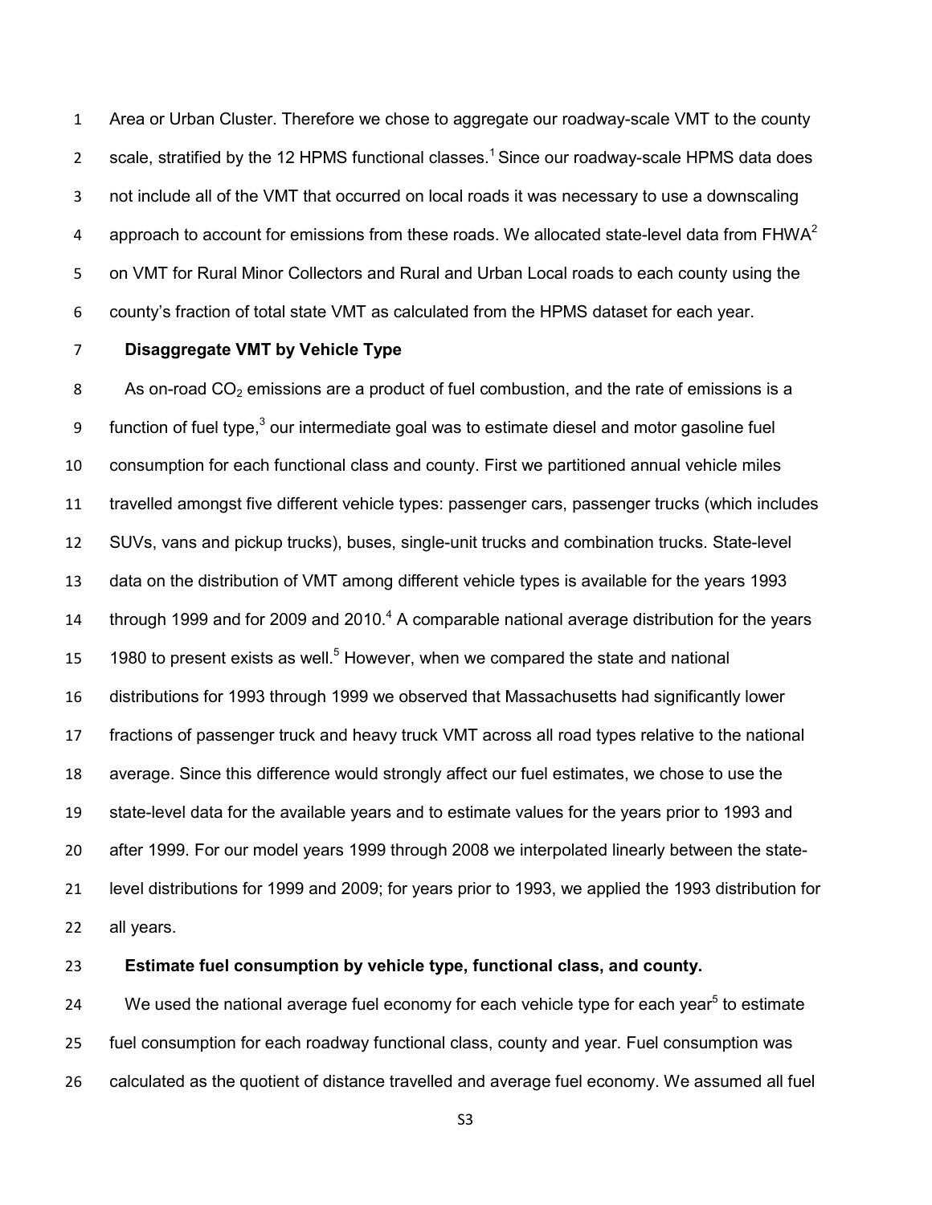Area or Urban Cluster. Therefore we chose to aggregate our roadway-scale VMT to the county scale, stratified by the 12 HPMS functional classes.[1] Since our roadway-scale HPMS data does not include all of the VMT that occurred on local roads it was necessary to use a downscaling approach to account for emissions from these roads. We allocated state-level data from FHWA[2] on VMT for Rural Minor Collectors and Rural and Urban Local roads to each county using the county's fraction of total state VMT as calculated from the HPMS dataset for each year.

**Disaggregate VMT by Vehicle Type**

As on-road $CO_2$ emissions are a product of fuel combustion, and the rate of emissions is a function of fuel type,[3] our intermediate goal was to estimate diesel and motor gasoline fuel consumption for each functional class and county. First we partitioned annual vehicle miles travelled amongst five different vehicle types: passenger cars, passenger trucks (which includes SUVs, vans and pickup trucks), buses, single-unit trucks and combination trucks. State-level data on the distribution of VMT among different vehicle types is available for the years 1993 through 1999 and for 2009 and 2010.[4] A comparable national average distribution for the years 1980 to present exists as well.[5] However, when we compared the state and national distributions for 1993 through 1999 we observed that Massachusetts had significantly lower fractions of passenger truck and heavy truck VMT across all road types relative to the national average. Since this difference would strongly affect our fuel estimates, we chose to use the state-level data for the available years and to estimate values for the years prior to 1993 and after 1999. For our model years 1999 through 2008 we interpolated linearly between the state-level distributions for 1999 and 2009; for years prior to 1993, we applied the 1993 distribution for all years.

**Estimate fuel consumption by vehicle type, functional class, and county.**

We used the national average fuel economy for each vehicle type for each year[5] to estimate fuel consumption for each roadway functional class, county and year. Fuel consumption was calculated as the quotient of distance travelled and average fuel economy. We assumed all fuel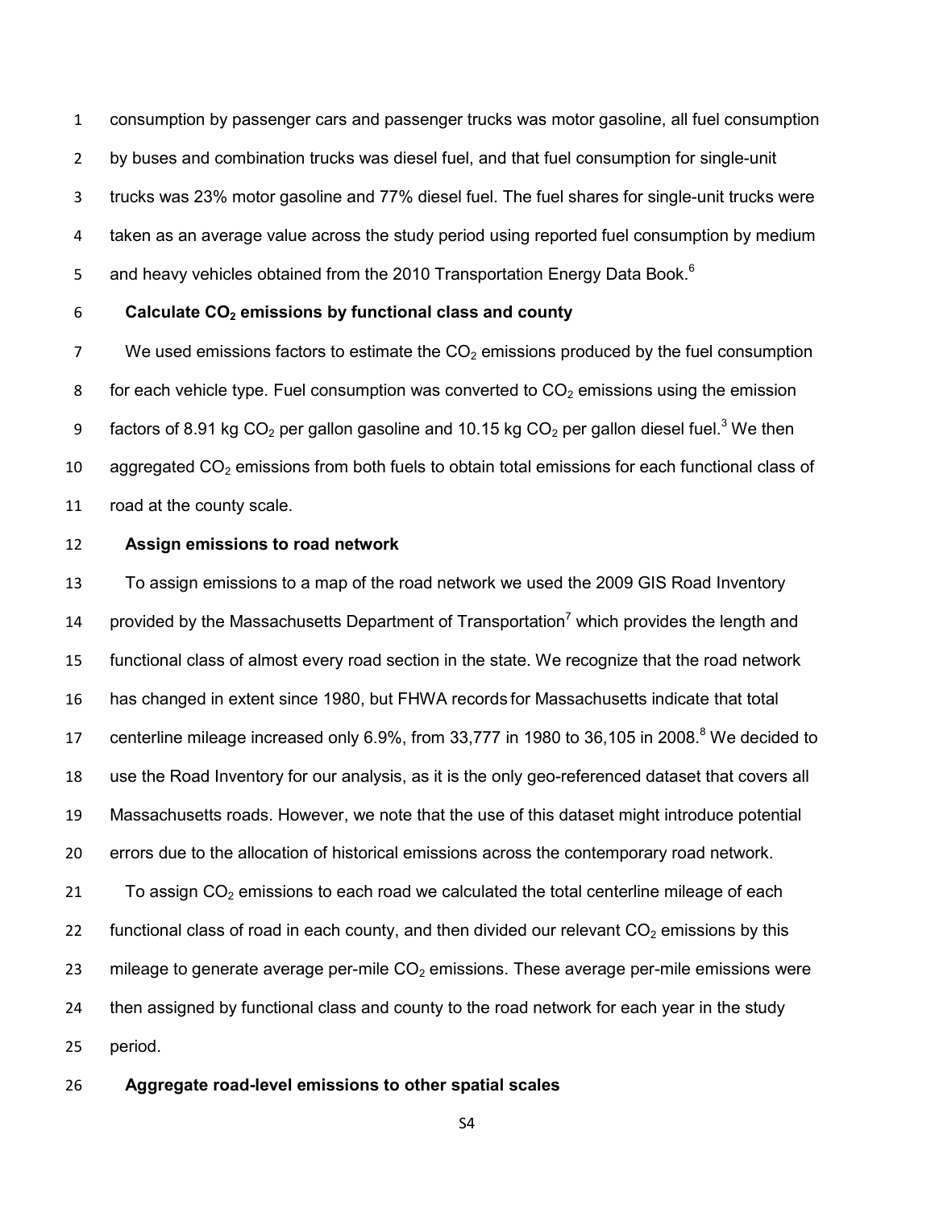consumption by passenger cars and passenger trucks was motor gasoline, all fuel consumption by buses and combination trucks was diesel fuel, and that fuel consumption for single-unit trucks was 23% motor gasoline and 77% diesel fuel. The fuel shares for single-unit trucks were taken as an average value across the study period using reported fuel consumption by medium and heavy vehicles obtained from the 2010 Transportation Energy Data Book.[6]

**Calculate $CO_2$ emissions by functional class and county**

We used emissions factors to estimate the $CO_2$ emissions produced by the fuel consumption for each vehicle type. Fuel consumption was converted to $CO_2$ emissions using the emission factors of 8.91 kg $CO_2$ per gallon gasoline and 10.15 kg $CO_2$ per gallon diesel fuel.[3] We then aggregated $CO_2$ emissions from both fuels to obtain total emissions for each functional class of road at the county scale.

**Assign emissions to road network**

To assign emissions to a map of the road network we used the 2009 GIS Road Inventory provided by the Massachusetts Department of Transportation[7] which provides the length and functional class of almost every road section in the state. We recognize that the road network has changed in extent since 1980, but FHWA records for Massachusetts indicate that total centerline mileage increased only 6.9%, from 33,777 in 1980 to 36,105 in 2008.[8] We decided to use the Road Inventory for our analysis, as it is the only geo-referenced dataset that covers all Massachusetts roads. However, we note that the use of this dataset might introduce potential errors due to the allocation of historical emissions across the contemporary road network.

To assign $CO_2$ emissions to each road we calculated the total centerline mileage of each functional class of road in each county, and then divided our relevant $CO_2$ emissions by this mileage to generate average per-mile $CO_2$ emissions. These average per-mile emissions were then assigned by functional class and county to the road network for each year in the study period.

**Aggregate road-level emissions to other spatial scales**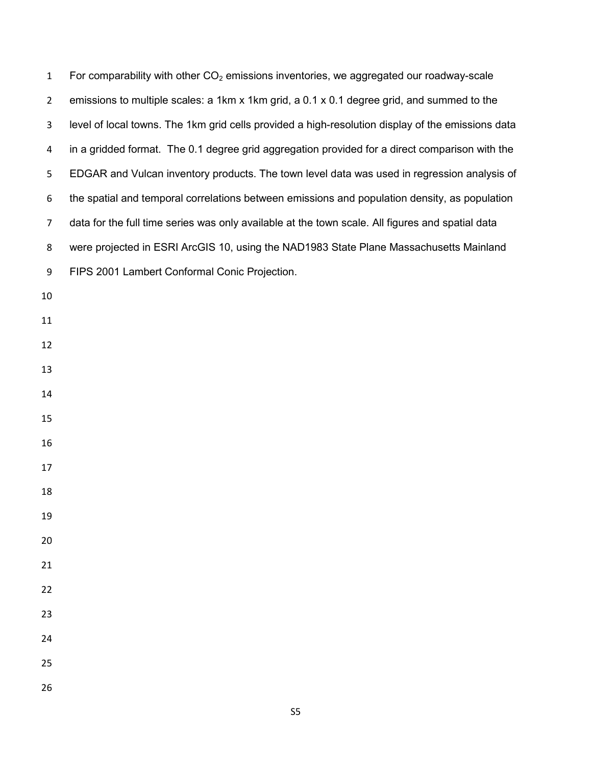For comparability with other $CO_2$ emissions inventories, we aggregated our roadway-scale emissions to multiple scales: a 1km x 1km grid, a 0.1 x 0.1 degree grid, and summed to the level of local towns. The 1km grid cells provided a high-resolution display of the emissions data in a gridded format. The 0.1 degree grid aggregation provided for a direct comparison with the EDGAR and Vulcan inventory products. The town level data was used in regression analysis of the spatial and temporal correlations between emissions and population density, as population data for the full time series was only available at the town scale. All figures and spatial data were projected in ESRI ArcGIS 10, using the NAD1983 State Plane Massachusetts Mainland FIPS 2001 Lambert Conformal Conic Projection.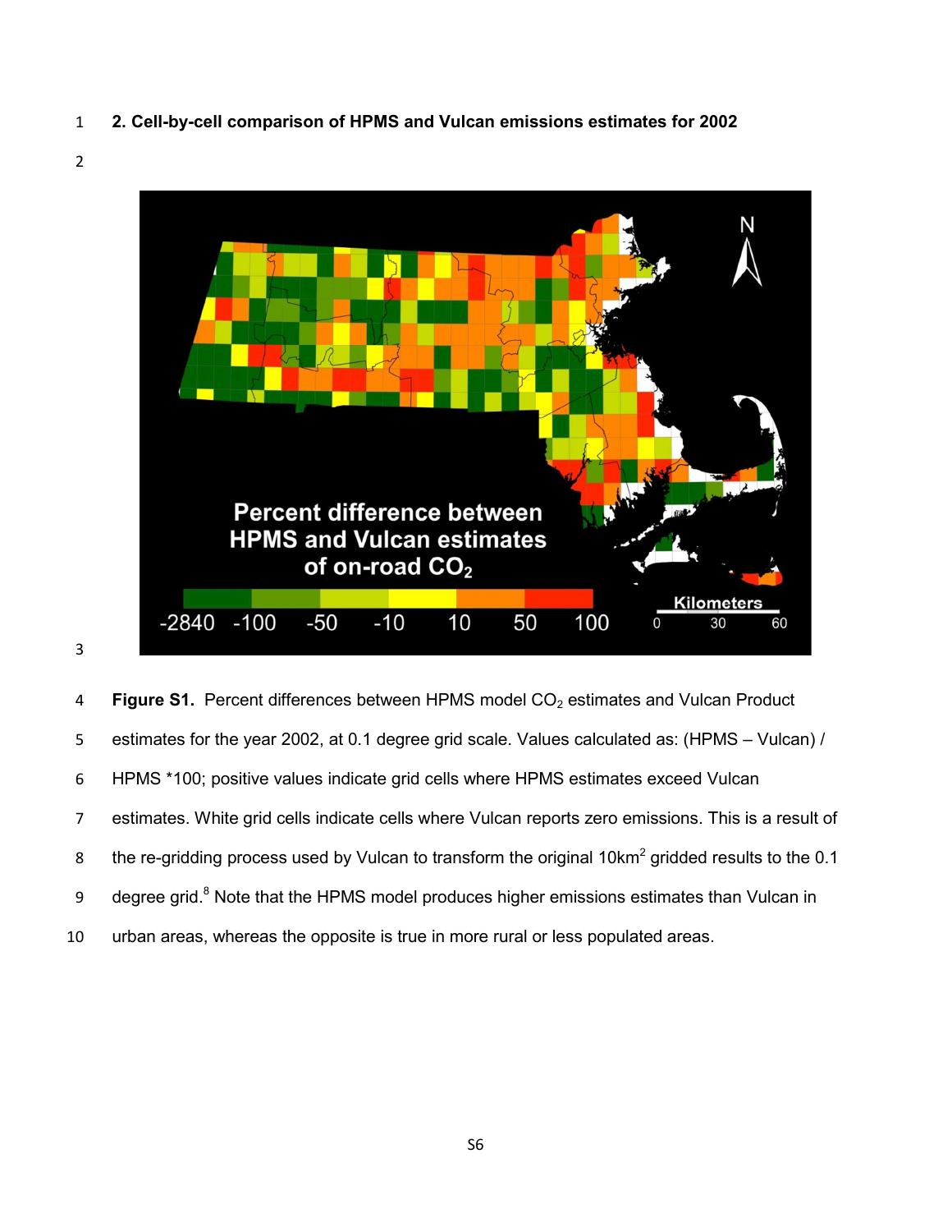## 2. Cell-by-cell comparison of HPMS and Vulcan emissions estimates for 2002

**Figure S1.** Percent differences between HPMS model $CO_2$ estimates and Vulcan Product estimates for the year 2002, at 0.1 degree grid scale. Values calculated as: (HPMS – Vulcan) / HPMS *100; positive values indicate grid cells where HPMS estimates exceed Vulcan estimates. White grid cells indicate cells where Vulcan reports zero emissions. This is a result of the re-gridding process used by Vulcan to transform the original $10km^2$ gridded results to the 0.1 degree grid.[8] Note that the HPMS model produces higher emissions estimates than Vulcan in urban areas, whereas the opposite is true in more rural or less populated areas.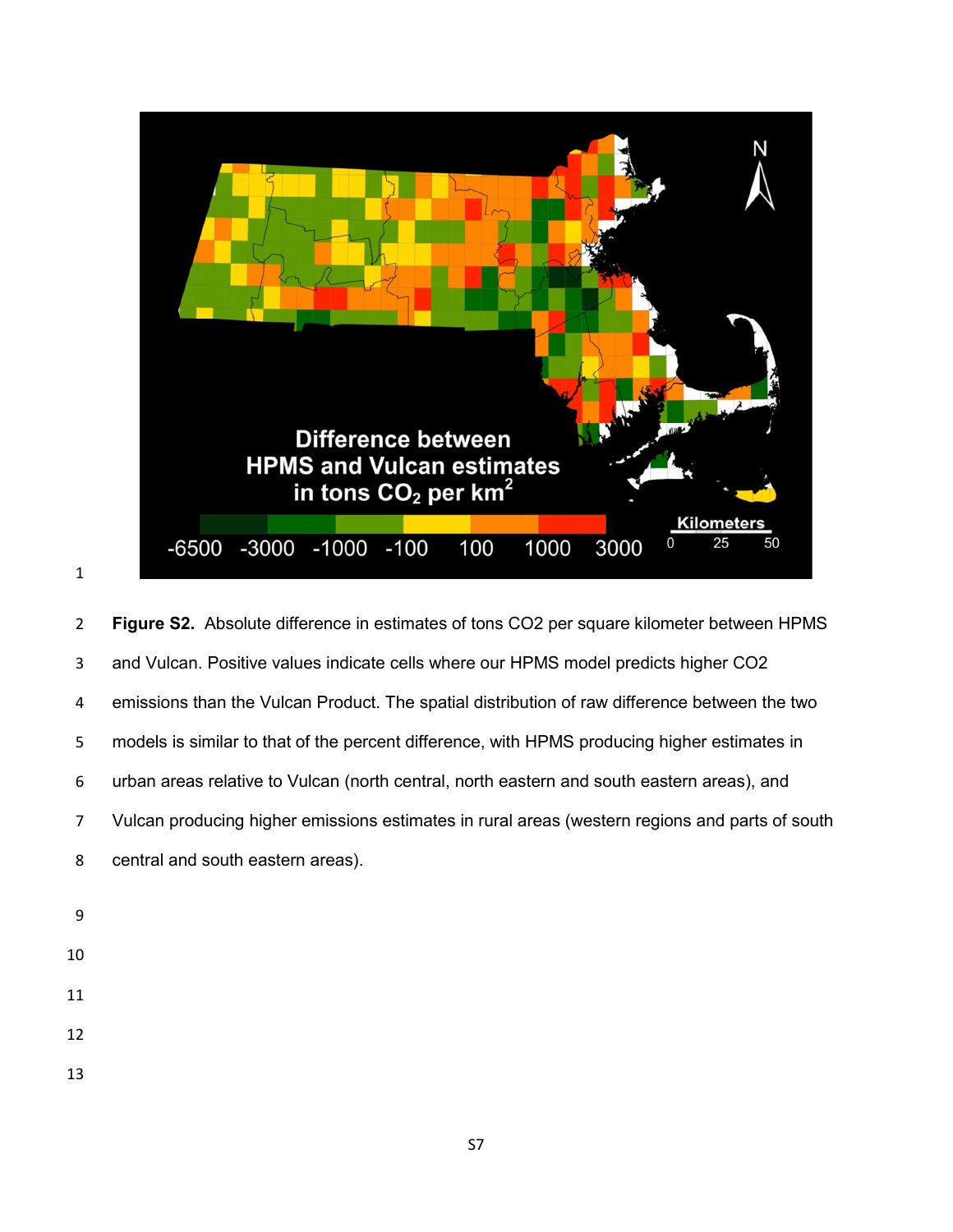**Figure S2.** Absolute difference in estimates of tons $CO_2$ per square kilometer between HPMS and Vulcan. Positive values indicate cells where our HPMS model predicts higher $CO_2$ emissions than the Vulcan Product. The spatial distribution of raw difference between the two models is similar to that of the percent difference, with HPMS producing higher estimates in urban areas relative to Vulcan (north central, north eastern and south eastern areas), and Vulcan producing higher emissions estimates in rural areas (western regions and parts of south central and south eastern areas).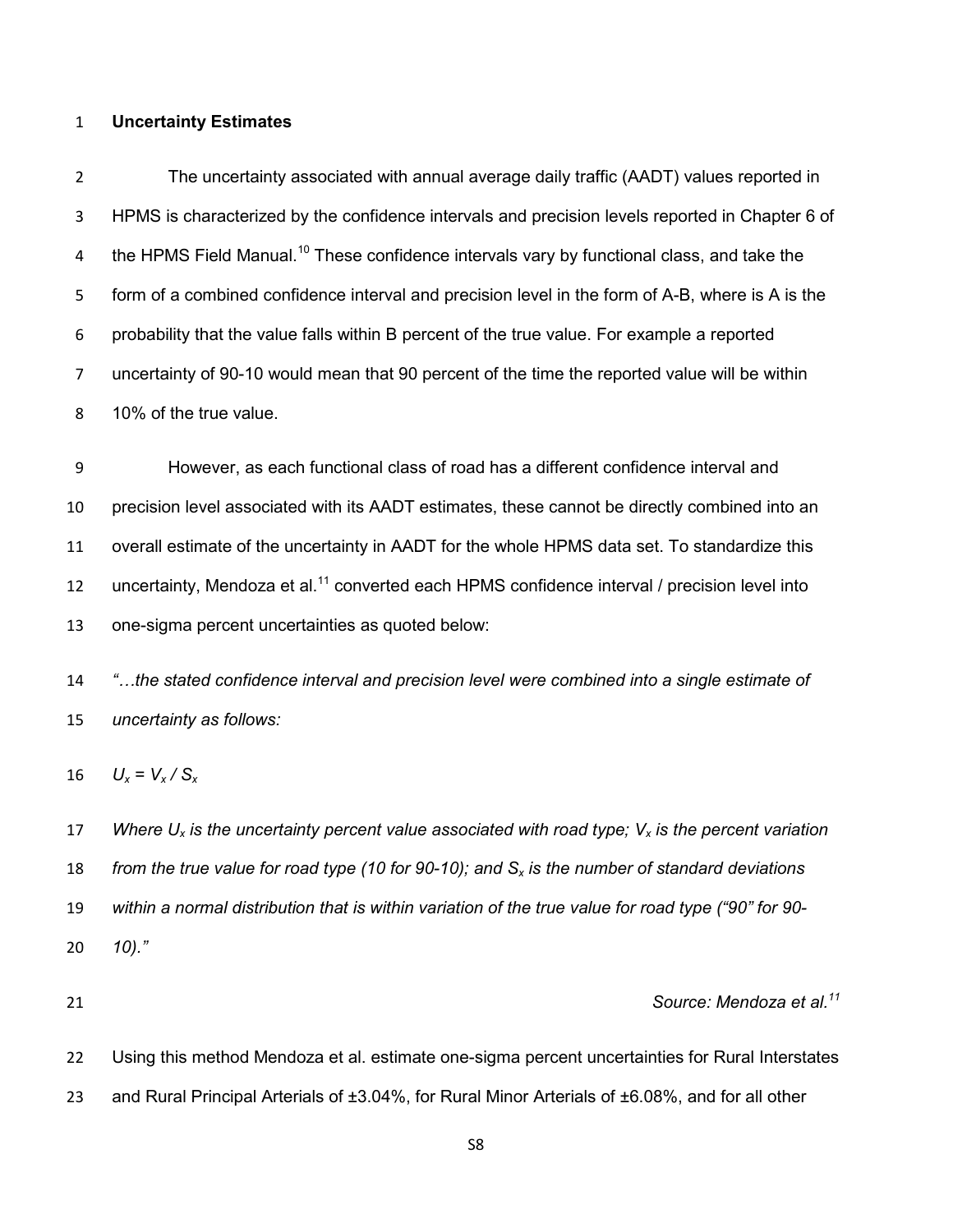**Uncertainty Estimates**

The uncertainty associated with annual average daily traffic (AADT) values reported in HPMS is characterized by the confidence intervals and precision levels reported in Chapter 6 of the HPMS Field Manual.[10] These confidence intervals vary by functional class, and take the form of a combined confidence interval and precision level in the form of A-B, where is A is the probability that the value falls within B percent of the true value. For example a reported uncertainty of 90-10 would mean that 90 percent of the time the reported value will be within 10% of the true value.

However, as each functional class of road has a different confidence interval and precision level associated with its AADT estimates, these cannot be directly combined into an overall estimate of the uncertainty in AADT for the whole HPMS data set. To standardize this uncertainty, Mendoza et al.[11] converted each HPMS confidence interval / precision level into one-sigma percent uncertainties as quoted below:

*"…the stated confidence interval and precision level were combined into a single estimate of uncertainty as follows:*

$U_x = V_x / S_x$

*Where $U_x$ is the uncertainty percent value associated with road type; $V_x$ is the percent variation from the true value for road type (10 for 90-10); and $S_x$ is the number of standard deviations within a normal distribution that is within variation of the true value for road type ("90" for 90-10)."*

*Source: Mendoza et al.[11]*

Using this method Mendoza et al. estimate one-sigma percent uncertainties for Rural Interstates and Rural Principal Arterials of ±3.04%, for Rural Minor Arterials of ±6.08%, and for all other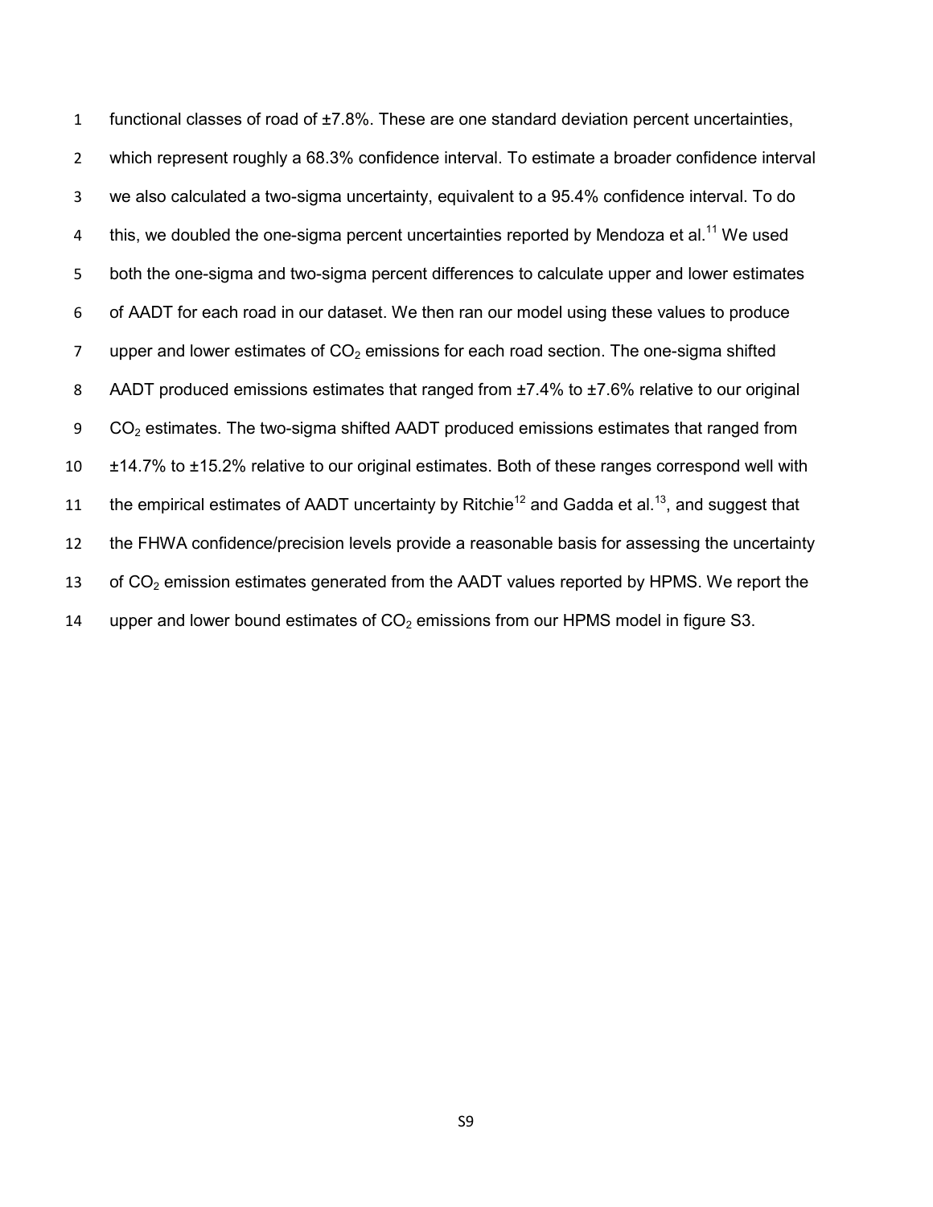functional classes of road of ±7.8%. These are one standard deviation percent uncertainties, which represent roughly a 68.3% confidence interval. To estimate a broader confidence interval we also calculated a two-sigma uncertainty, equivalent to a 95.4% confidence interval. To do this, we doubled the one-sigma percent uncertainties reported by Mendoza et al.[11] We used both the one-sigma and two-sigma percent differences to calculate upper and lower estimates of AADT for each road in our dataset. We then ran our model using these values to produce upper and lower estimates of $CO_2$ emissions for each road section. The one-sigma shifted AADT produced emissions estimates that ranged from ±7.4% to ±7.6% relative to our original $CO_2$ estimates. The two-sigma shifted AADT produced emissions estimates that ranged from ±14.7% to ±15.2% relative to our original estimates. Both of these ranges correspond well with the empirical estimates of AADT uncertainty by Ritchie[12] and Gadda et al.[13], and suggest that the FHWA confidence/precision levels provide a reasonable basis for assessing the uncertainty of $CO_2$ emission estimates generated from the AADT values reported by HPMS. We report the upper and lower bound estimates of $CO_2$ emissions from our HPMS model in figure S3.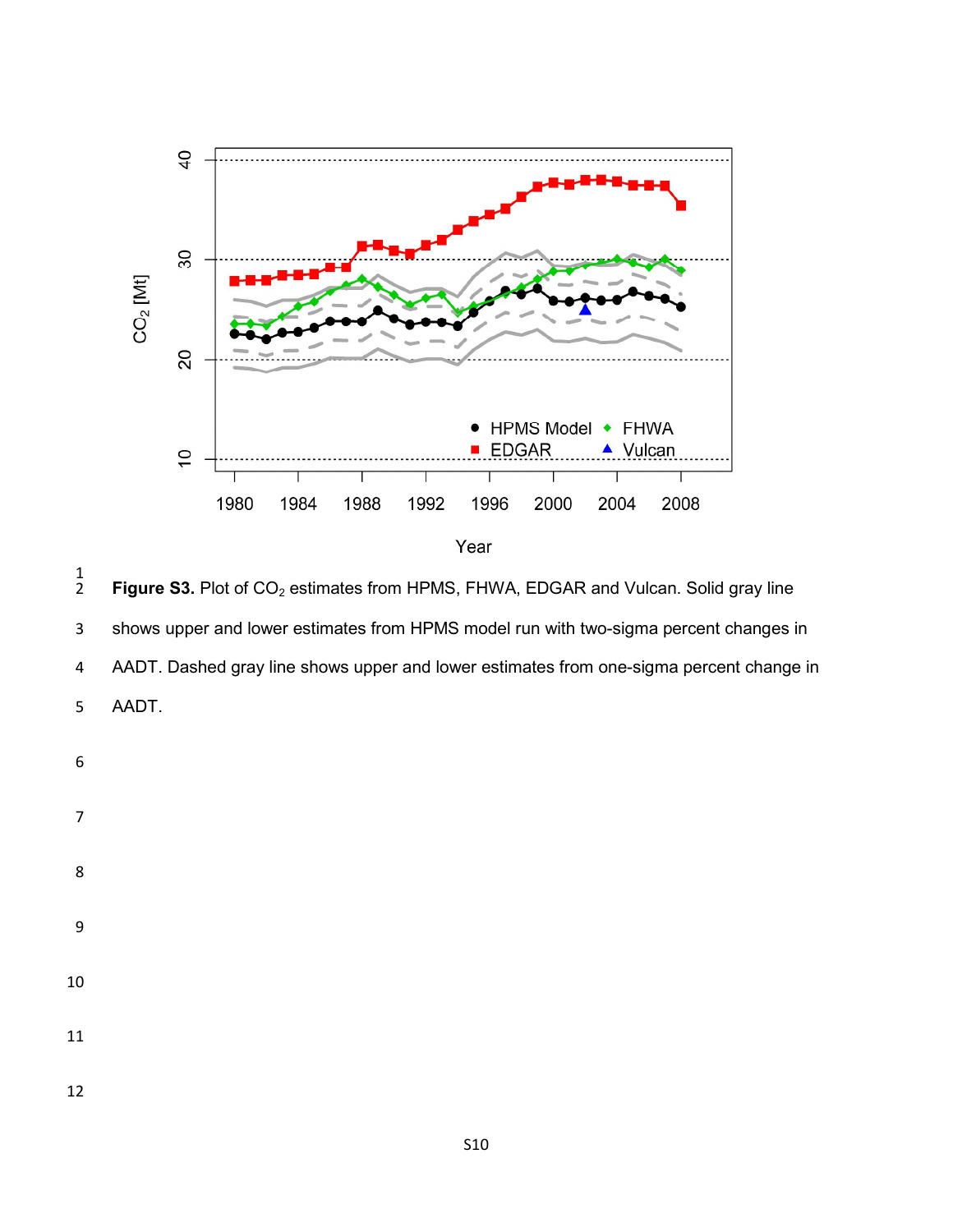**Figure S3.** Plot of $CO_2$ estimates from HPMS, FHWA, EDGAR and Vulcan. Solid gray line shows upper and lower estimates from HPMS model run with two-sigma percent changes in AADT. Dashed gray line shows upper and lower estimates from one-sigma percent change in AADT.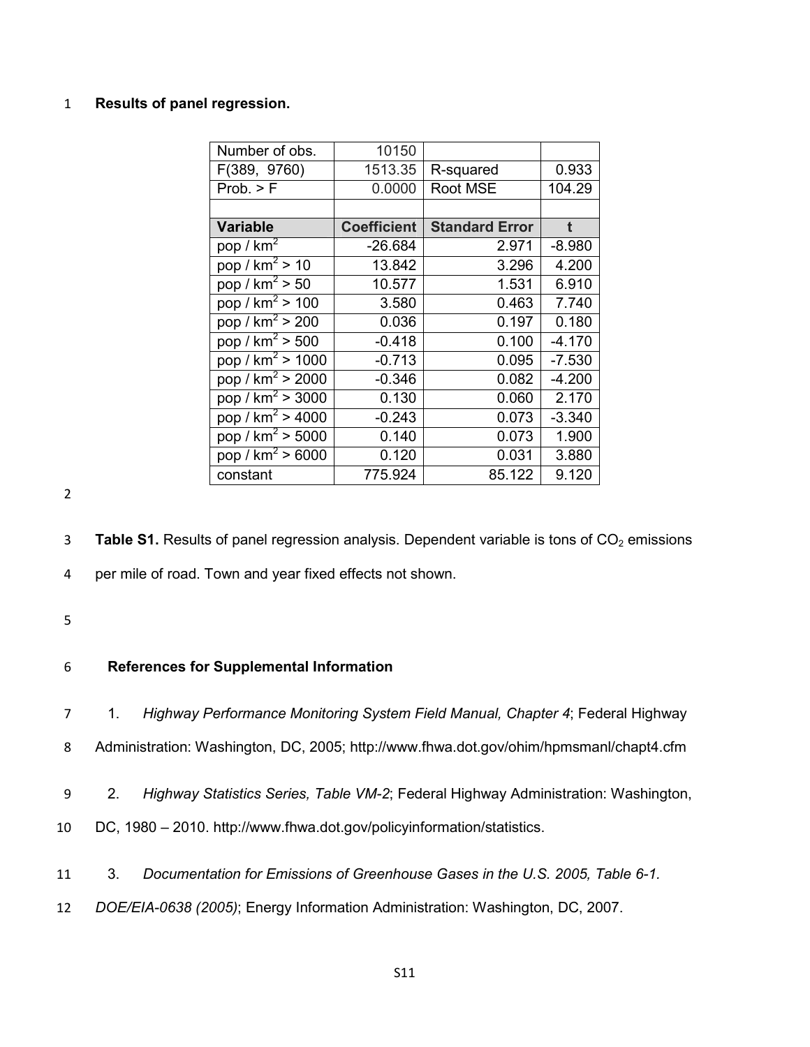**Results of panel regression.**

| Number of obs. | 10150 | | |
|---|---|---|---|
| F(389, 9760) | 1513.35 | R-squared | 0.933 |
| Prob. > F | 0.0000 | Root MSE | 104.29 |
| | | | |
| **Variable** | **Coefficient** | **Standard Error** | **t** |
| pop / km$^2$ | -26.684 | 2.971 | -8.980 |
| pop / km$^2$ > 10 | 13.842 | 3.296 | 4.200 |
| pop / km$^2$ > 50 | 10.577 | 1.531 | 6.910 |
| pop / km$^2$ > 100 | 3.580 | 0.463 | 7.740 |
| pop / km$^2$ > 200 | 0.036 | 0.197 | 0.180 |
| pop / km$^2$ > 500 | -0.418 | 0.100 | -4.170 |
| pop / km$^2$ > 1000 | -0.713 | 0.095 | -7.530 |
| pop / km$^2$ > 2000 | -0.346 | 0.082 | -4.200 |
| pop / km$^2$ > 3000 | 0.130 | 0.060 | 2.170 |
| pop / km$^2$ > 4000 | -0.243 | 0.073 | -3.340 |
| pop / km$^2$ > 5000 | 0.140 | 0.073 | 1.900 |
| pop / km$^2$ > 6000 | 0.120 | 0.031 | 3.880 |
| constant | 775.924 | 85.122 | 9.120 |

**Table S1.** Results of panel regression analysis. Dependent variable is tons of $CO_2$ emissions per mile of road. Town and year fixed effects not shown.

## References for Supplemental Information

1. *Highway Performance Monitoring System Field Manual, Chapter 4*; Federal Highway Administration: Washington, DC, 2005; http://www.fhwa.dot.gov/ohim/hpmsmanl/chapt4.cfm

2. *Highway Statistics Series, Table VM-2*; Federal Highway Administration: Washington, DC, 1980 – 2010. http://www.fhwa.dot.gov/policyinformation/statistics.

3. *Documentation for Emissions of Greenhouse Gases in the U.S. 2005, Table 6-1. DOE/EIA-0638 (2005)*; Energy Information Administration: Washington, DC, 2007.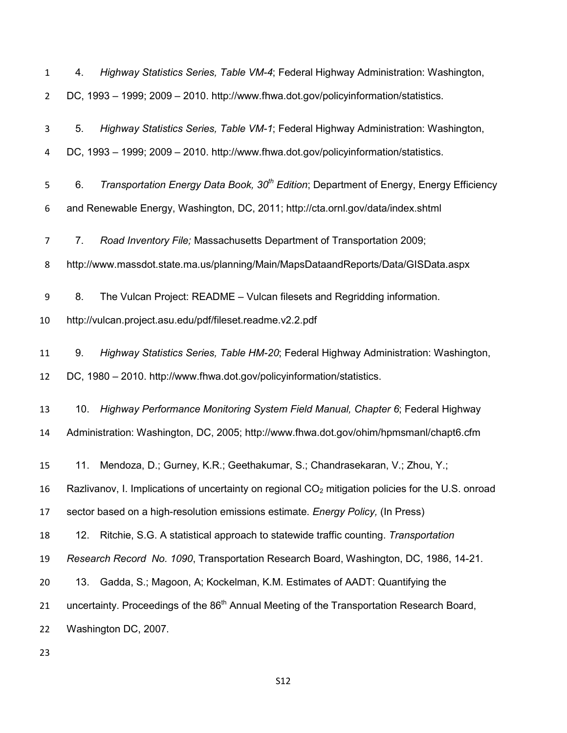4. *Highway Statistics Series, Table VM-4*; Federal Highway Administration: Washington, DC, 1993 – 1999; 2009 – 2010. http://www.fhwa.dot.gov/policyinformation/statistics.

5. *Highway Statistics Series, Table VM-1*; Federal Highway Administration: Washington, DC, 1993 – 1999; 2009 – 2010. http://www.fhwa.dot.gov/policyinformation/statistics.

6. *Transportation Energy Data Book, 30th Edition*; Department of Energy, Energy Efficiency and Renewable Energy, Washington, DC, 2011; http://cta.ornl.gov/data/index.shtml

7. *Road Inventory File;* Massachusetts Department of Transportation 2009; http://www.massdot.state.ma.us/planning/Main/MapsDataandReports/Data/GISData.aspx

8. The Vulcan Project: README – Vulcan filesets and Regridding information. http://vulcan.project.asu.edu/pdf/fileset.readme.v2.2.pdf

9. *Highway Statistics Series, Table HM-20*; Federal Highway Administration: Washington, DC, 1980 – 2010. http://www.fhwa.dot.gov/policyinformation/statistics.

10. *Highway Performance Monitoring System Field Manual, Chapter 6*; Federal Highway Administration: Washington, DC, 2005; http://www.fhwa.dot.gov/ohim/hpmsmanl/chapt6.cfm

11. Mendoza, D.; Gurney, K.R.; Geethakumar, S.; Chandrasekaran, V.; Zhou, Y.; Razlivanov, I. Implications of uncertainty on regional $CO_2$ mitigation policies for the U.S. onroad sector based on a high-resolution emissions estimate. *Energy Policy,* (In Press)

12. Ritchie, S.G. A statistical approach to statewide traffic counting. *Transportation Research Record No. 1090*, Transportation Research Board, Washington, DC, 1986, 14-21.

13. Gadda, S.; Magoon, A; Kockelman, K.M. Estimates of AADT: Quantifying the uncertainty. Proceedings of the 86th Annual Meeting of the Transportation Research Board, Washington DC, 2007.